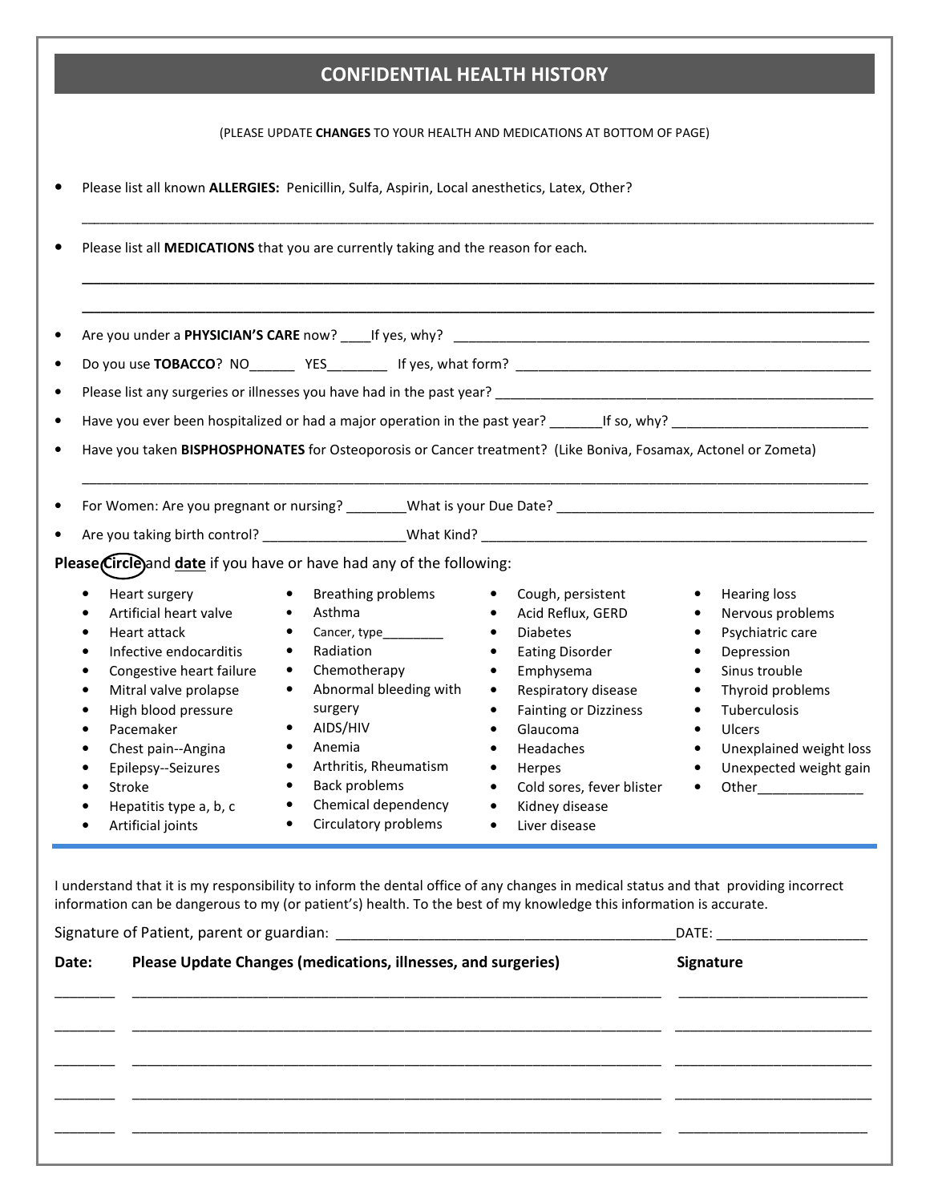# CONFIDENTIAL HEALTH HISTORY

(PLEASE UPDATE **CHANGES** TO YOUR HEALTH AND MEDICATIONS AT BOTTOM OF PAGE)

- Please list all known **ALLERGIES:** Penicillin, Sulfa, Aspirin, Local anesthetics, Latex, Other?

  ______________________________________________________________________________________

- Please list all **MEDICATIONS** that you are currently taking and the reason for each.

  ______________________________________________________________________________________

  ______________________________________________________________________________________

- Are you under a **PHYSICIAN'S CARE** now? ____If yes, why? ______________________________________________
- Do you use **TOBACCO**? NO______ YES________ If yes, what form? ________________________________________
- Please list any surgeries or illnesses you have had in the past year? ____________________________________
- Have you ever been hospitalized or had a major operation in the past year? _______If so, why? _____________________
- Have you taken **BISPHOSPHONATES** for Osteoporosis or Cancer treatment? (Like Boniva, Fosamax, Actonel or Zometa)

  ______________________________________________________________________________________

- For Women: Are you pregnant or nursing? ________What is your Due Date? _________________________________
- Are you taking birth control? __________________What Kind? _________________________________________

**Please Circle and date** if you have or have had any of the following:

- Heart surgery
- Artificial heart valve
- Heart attack
- Infective endocarditis
- Congestive heart failure
- Mitral valve prolapse
- High blood pressure
- Pacemaker
- Chest pain--Angina
- Epilepsy--Seizures
- Stroke
- Hepatitis type a, b, c
- Artificial joints
- Breathing problems
- Asthma
- Cancer, type________
- Radiation
- Chemotherapy
- Abnormal bleeding with surgery
- AIDS/HIV
- Anemia
- Arthritis, Rheumatism
- Back problems
- Chemical dependency
- Circulatory problems
- Cough, persistent
- Acid Reflux, GERD
- Diabetes
- Eating Disorder
- Emphysema
- Respiratory disease
- Fainting or Dizziness
- Glaucoma
- Headaches
- Herpes
- Cold sores, fever blister
- Kidney disease
- Liver disease
- Hearing loss
- Nervous problems
- Psychiatric care
- Depression
- Sinus trouble
- Thyroid problems
- Tuberculosis
- Ulcers
- Unexplained weight loss
- Unexpected weight gain
- Other______________

---

I understand that it is my responsibility to inform the dental office of any changes in medical status and that providing incorrect information can be dangerous to my (or patient's) health. To the best of my knowledge this information is accurate.

Signature of Patient, parent or guardian: ___________________________________________DATE: ___________________

| Date: | Please Update Changes (medications, illnesses, and surgeries) | Signature |
|---|---|---|
| _______ | ___________________________________________________ | _______________________ |
| _______ | ___________________________________________________ | _______________________ |
| _______ | ___________________________________________________ | _______________________ |
| _______ | ___________________________________________________ | _______________________ |
| _______ | ___________________________________________________ | _______________________ |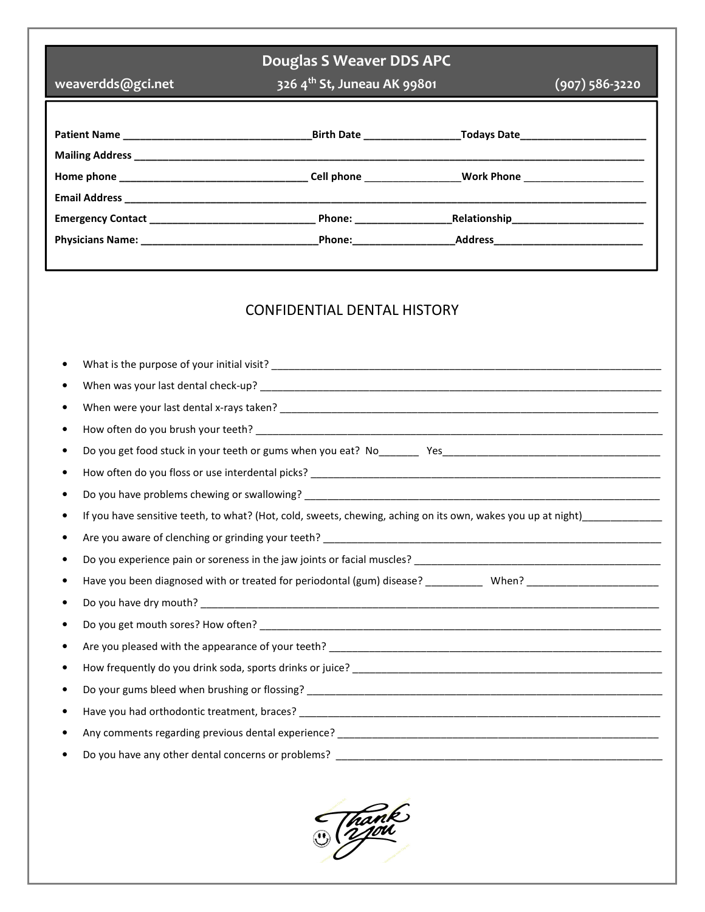**Douglas S Weaver DDS APC**

**weaverdds@gci.net** **326 4th St, Juneau AK 99801** **(907) 586-3220**

**Patient Name** ________________________________ **Birth Date** ________________ **Todays Date** ______________________

**Mailing Address** ______________________________________________________________________________________

**Home phone** ________________________________ **Cell phone** ________________ **Work Phone** ____________________

**Email Address** ________________________________________________________________________________________

**Emergency Contact** ____________________________ **Phone:** ________________ **Relationship** ______________________

**Physicians Name:** ______________________________ **Phone:** _________________ **Address** _________________________

## CONFIDENTIAL DENTAL HISTORY

- What is the purpose of your initial visit? ______________________________________________________________
- When was your last dental check-up? __________________________________________________________________
- When were your last dental x-rays taken? ______________________________________________________________
- How often do you brush your teeth? ____________________________________________________________________
- Do you get food stuck in your teeth or gums when you eat? No_______ Yes______________________________________
- How often do you floss or use interdental picks? ________________________________________________________
- Do you have problems chewing or swallowing? ____________________________________________________________
- If you have sensitive teeth, to what? (Hot, cold, sweets, chewing, aching on its own, wakes you up at night)_____________
- Are you aware of clenching or grinding your teeth? ______________________________________________________
- Do you experience pain or soreness in the jaw joints or facial muscles? __________________________________
- Have you been diagnosed with or treated for periodontal (gum) disease? __________ When? _______________________
- Do you have dry mouth? ________________________________________________________________________________
- Do you get mouth sores? How often? ____________________________________________________________________
- Are you pleased with the appearance of your teeth? ______________________________________________________
- How frequently do you drink soda, sports drinks or juice? ______________________________________________
- Do your gums bleed when brushing or flossing? __________________________________________________________
- Have you had orthodontic treatment, braces? ____________________________________________________________
- Any comments regarding previous dental experience? ______________________________________________________
- Do you have any other dental concerns or problems? ______________________________________________________

Thank you